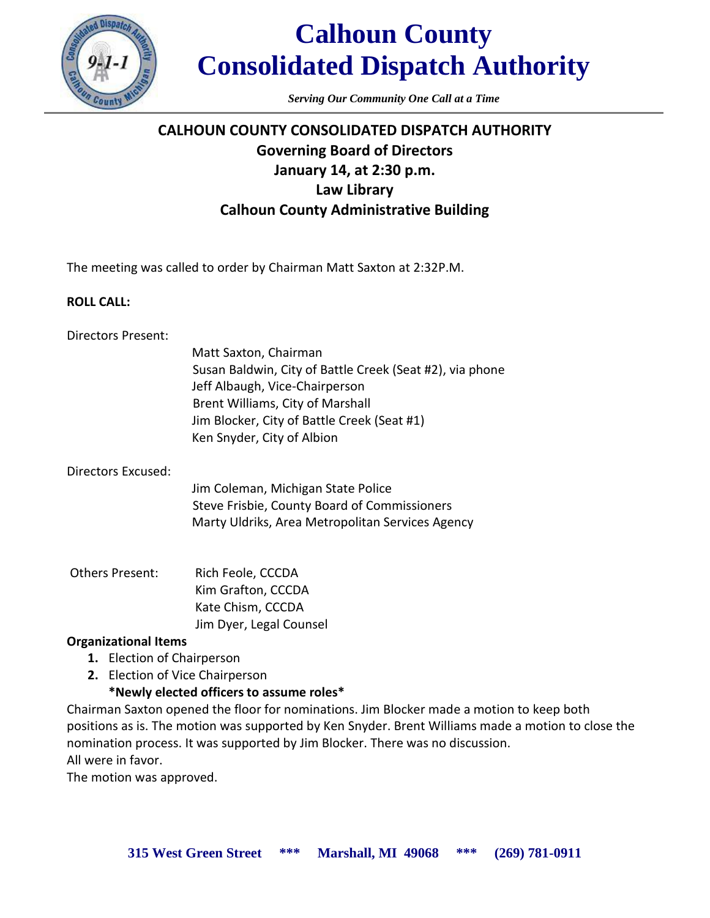# Calhoun County Consolidated Dispatch Authority

*Serving Our Community One Call at a Time*

## CALHOUN COUNTY CONSOLIDATED DISPATCH AUTHORITY
### Governing Board of Directors
### January 14, at 2:30 p.m.
### Law Library
### Calhoun County Administrative Building

The meeting was called to order by Chairman Matt Saxton at 2:32P.M.

**ROLL CALL:**

Directors Present:

Matt Saxton, Chairman
Susan Baldwin, City of Battle Creek (Seat #2), via phone
Jeff Albaugh, Vice-Chairperson
Brent Williams, City of Marshall
Jim Blocker, City of Battle Creek (Seat #1)
Ken Snyder, City of Albion

Directors Excused:

Jim Coleman, Michigan State Police
Steve Frisbie, County Board of Commissioners
Marty Uldriks, Area Metropolitan Services Agency

Others Present:

Rich Feole, CCCDA
Kim Grafton, CCCDA
Kate Chism, CCCDA
Jim Dyer, Legal Counsel

**Organizational Items**

1. Election of Chairperson
2. Election of Vice Chairperson

   **\*Newly elected officers to assume roles\***

Chairman Saxton opened the floor for nominations. Jim Blocker made a motion to keep both positions as is. The motion was supported by Ken Snyder. Brent Williams made a motion to close the nomination process. It was supported by Jim Blocker. There was no discussion.
All were in favor.
The motion was approved.

**315 West Green Street \*\*\* Marshall, MI 49068 \*\*\* (269) 781-0911**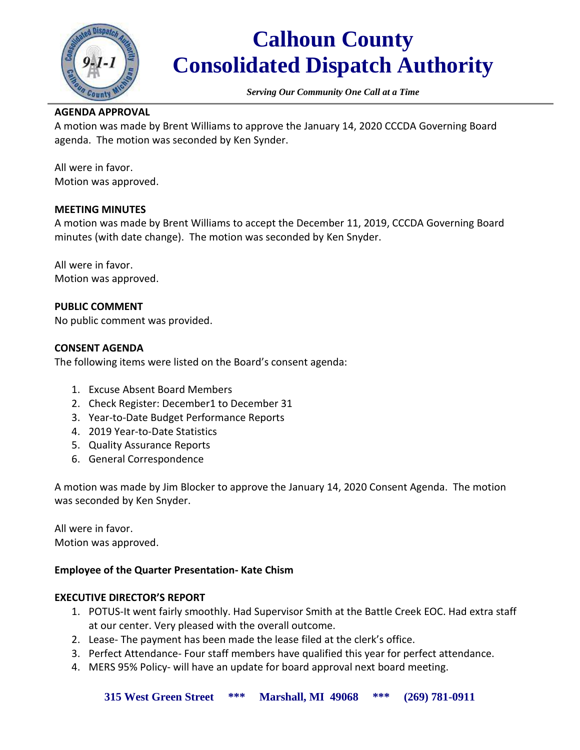**AGENDA APPROVAL**

A motion was made by Brent Williams to approve the January 14, 2020 CCCDA Governing Board agenda. The motion was seconded by Ken Synder.

All were in favor.
Motion was approved.

**MEETING MINUTES**

A motion was made by Brent Williams to accept the December 11, 2019, CCCDA Governing Board minutes (with date change). The motion was seconded by Ken Snyder.

All were in favor.
Motion was approved.

**PUBLIC COMMENT**

No public comment was provided.

**CONSENT AGENDA**

The following items were listed on the Board's consent agenda:

1. Excuse Absent Board Members
2. Check Register: December1 to December 31
3. Year-to-Date Budget Performance Reports
4. 2019 Year-to-Date Statistics
5. Quality Assurance Reports
6. General Correspondence

A motion was made by Jim Blocker to approve the January 14, 2020 Consent Agenda. The motion was seconded by Ken Snyder.

All were in favor.
Motion was approved.

**Employee of the Quarter Presentation- Kate Chism**

**EXECUTIVE DIRECTOR'S REPORT**

1. POTUS-It went fairly smoothly. Had Supervisor Smith at the Battle Creek EOC. Had extra staff at our center. Very pleased with the overall outcome.
2. Lease- The payment has been made the lease filed at the clerk's office.
3. Perfect Attendance- Four staff members have qualified this year for perfect attendance.
4. MERS 95% Policy- will have an update for board approval next board meeting.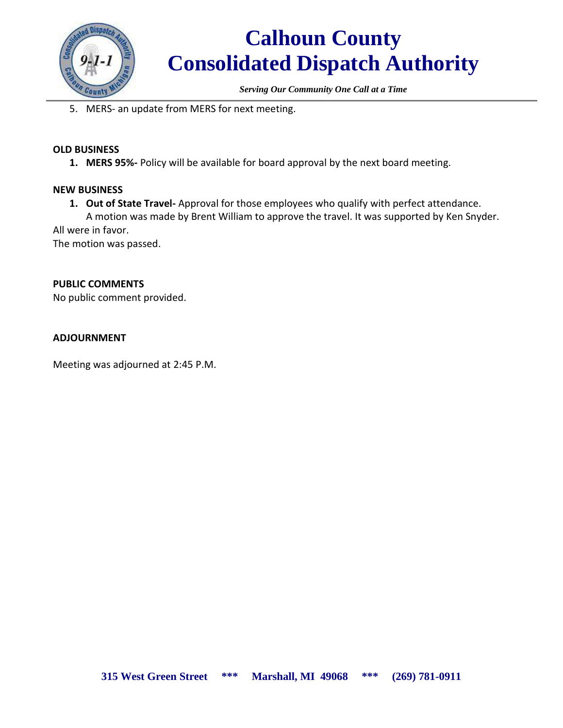5. MERS- an update from MERS for next meeting.

**OLD BUSINESS**

1. **MERS 95%-** Policy will be available for board approval by the next board meeting.

**NEW BUSINESS**

1. **Out of State Travel-** Approval for those employees who qualify with perfect attendance.
   A motion was made by Brent William to approve the travel. It was supported by Ken Snyder.

All were in favor.
The motion was passed.

**PUBLIC COMMENTS**

No public comment provided.

**ADJOURNMENT**

Meeting was adjourned at 2:45 P.M.